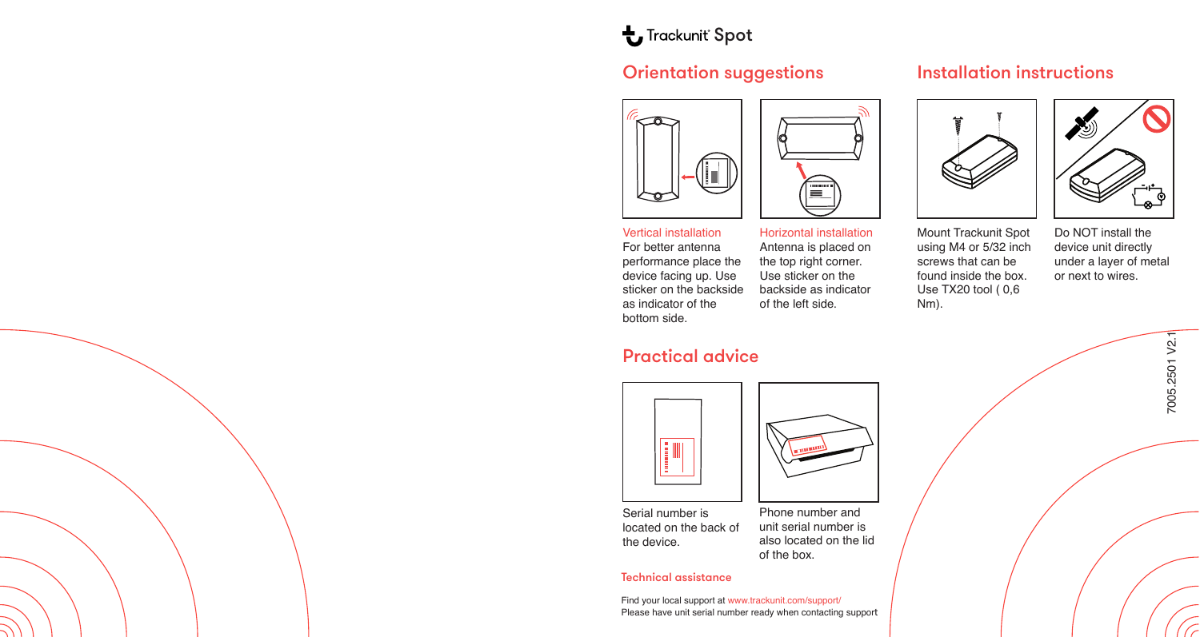# Trackunit Spot

## Orientation suggestions

**Vertical installation**
For better antenna performance place the device facing up. Use sticker on the backside as indicator of the bottom side.

**Horizontal installation**
Antenna is placed on the top right corner. Use sticker on the backside as indicator of the left side.

## Installation instructions

Mount Trackunit Spot using M4 or 5/32 inch screws that can be found inside the box. Use TX20 tool ( 0,6 Nm).

Do NOT install the device unit directly under a layer of metal or next to wires.

## Practical advice

Serial number is located on the back of the device.

Phone number and unit serial number is also located on the lid of the box.

### Technical assistance

Find your local support at www.trackunit.com/support/
Please have unit serial number ready when contacting support

7005.2501 V2.1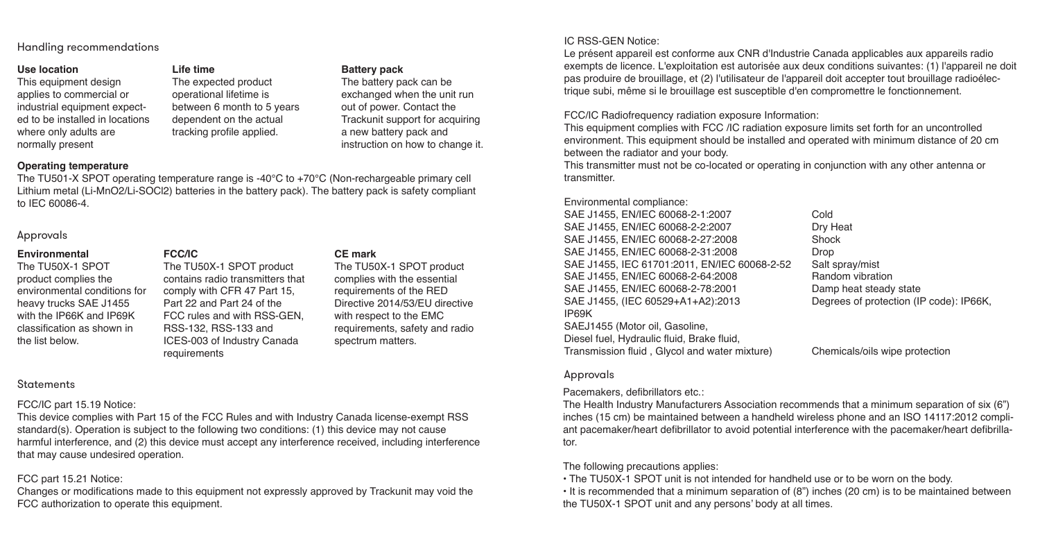## Handling recommendations

**Use location**
This equipment design applies to commercial or industrial equipment expected to be installed in locations where only adults are normally present

**Life time**
The expected product operational lifetime is between 6 month to 5 years dependent on the actual tracking profile applied.

**Battery pack**
The battery pack can be exchanged when the unit run out of power. Contact the Trackunit support for acquiring a new battery pack and instruction on how to change it.

**Operating temperature**
The TU501-X SPOT operating temperature range is -40°C to +70°C (Non-rechargeable primary cell Lithium metal (Li-MnO2/Li-SOCl2) batteries in the battery pack). The battery pack is safety compliant to IEC 60086-4.

## Approvals

**Environmental**
The TU50X-1 SPOT product complies the environmental conditions for heavy trucks SAE J1455 with the IP66K and IP69K classification as shown in the list below.

**FCC/IC**
The TU50X-1 SPOT product contains radio transmitters that comply with CFR 47 Part 15, Part 22 and Part 24 of the FCC rules and with RSS-GEN, RSS-132, RSS-133 and ICES-003 of Industry Canada requirements

**CE mark**
The TU50X-1 SPOT product complies with the essential requirements of the RED Directive 2014/53/EU directive with respect to the EMC requirements, safety and radio spectrum matters.

## Statements

FCC/IC part 15.19 Notice:
This device complies with Part 15 of the FCC Rules and with Industry Canada license-exempt RSS standard(s). Operation is subject to the following two conditions: (1) this device may not cause harmful interference, and (2) this device must accept any interference received, including interference that may cause undesired operation.

FCC part 15.21 Notice:
Changes or modifications made to this equipment not expressly approved by Trackunit may void the FCC authorization to operate this equipment.

IC RSS-GEN Notice:
Le présent appareil est conforme aux CNR d'Industrie Canada applicables aux appareils radio exempts de licence. L'exploitation est autorisée aux deux conditions suivantes: (1) l'appareil ne doit pas produire de brouillage, et (2) l'utilisateur de l'appareil doit accepter tout brouillage radioélectrique subi, même si le brouillage est susceptible d'en compromettre le fonctionnement.

FCC/IC Radiofrequency radiation exposure Information:
This equipment complies with FCC /IC radiation exposure limits set forth for an uncontrolled environment. This equipment should be installed and operated with minimum distance of 20 cm between the radiator and your body.
This transmitter must not be co-located or operating in conjunction with any other antenna or transmitter.

Environmental compliance:

| | |
|---|---|
| SAE J1455, EN/IEC 60068-2-1:2007 | Cold |
| SAE J1455, EN/IEC 60068-2-2:2007 | Dry Heat |
| SAE J1455, EN/IEC 60068-2-27:2008 | Shock |
| SAE J1455, EN/IEC 60068-2-31:2008 | Drop |
| SAE J1455, IEC 61701:2011, EN/IEC 60068-2-52 | Salt spray/mist |
| SAE J1455, EN/IEC 60068-2-64:2008 | Random vibration |
| SAE J1455, EN/IEC 60068-2-78:2001 | Damp heat steady state |
| SAE J1455, (IEC 60529+A1+A2):2013 | Degrees of protection (IP code): IP66K, IP69K |
| SAEJ1455 (Motor oil, Gasoline, Diesel fuel, Hydraulic fluid, Brake fluid, Transmission fluid , Glycol and water mixture) | Chemicals/oils wipe protection |

## Approvals

Pacemakers, defibrillators etc.:
The Health Industry Manufacturers Association recommends that a minimum separation of six (6") inches (15 cm) be maintained between a handheld wireless phone and an ISO 14117:2012 compliant pacemaker/heart defibrillator to avoid potential interference with the pacemaker/heart defibrillator.

The following precautions applies:

- The TU50X-1 SPOT unit is not intended for handheld use or to be worn on the body.
- It is recommended that a minimum separation of (8") inches (20 cm) is to be maintained between the TU50X-1 SPOT unit and any persons' body at all times.